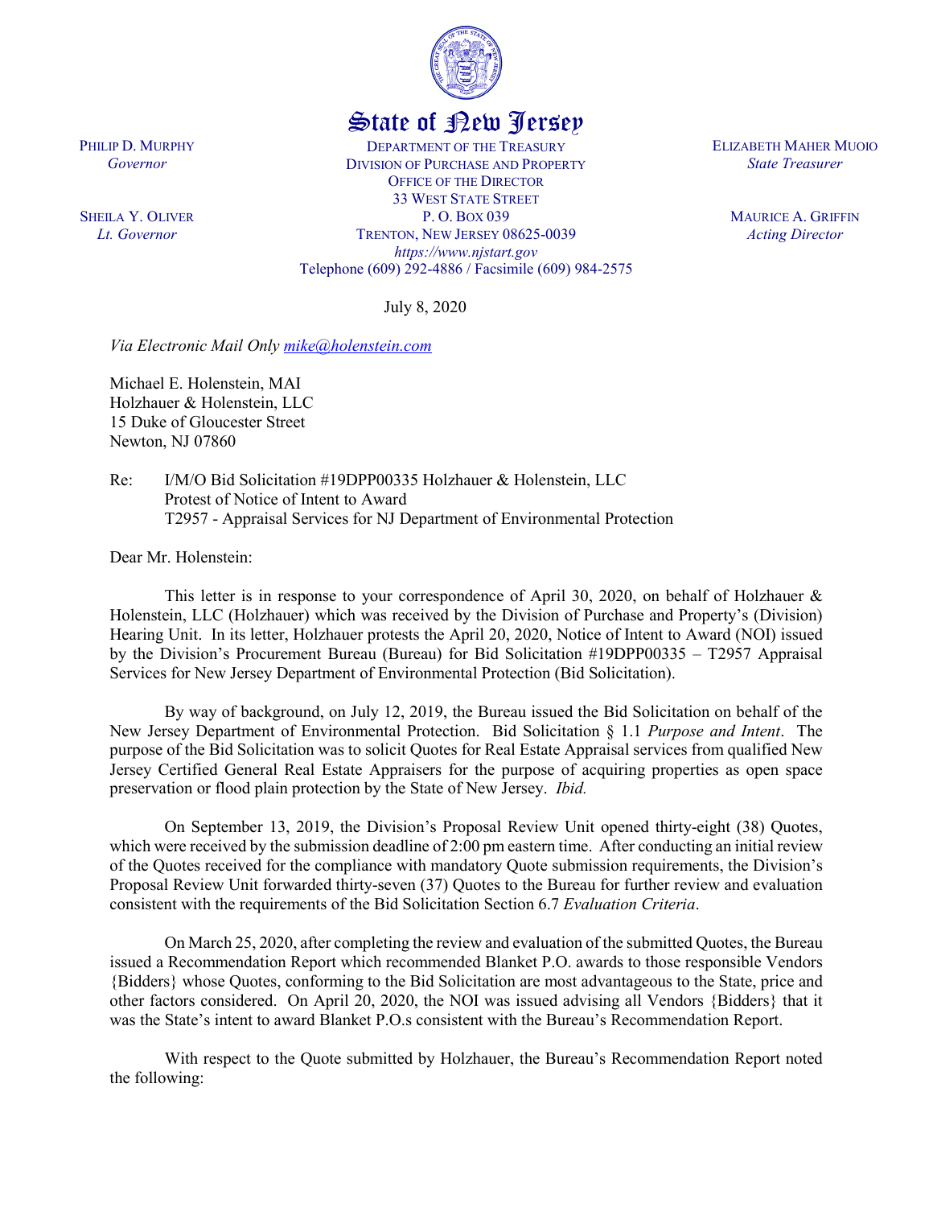State of New Jersey

PHILIP D. MURPHY
*Governor*

SHEILA Y. OLIVER
*Lt. Governor*

DEPARTMENT OF THE TREASURY
DIVISION OF PURCHASE AND PROPERTY
OFFICE OF THE DIRECTOR
33 WEST STATE STREET
P. O. BOX 039
TRENTON, NEW JERSEY 08625-0039
*https://www.njstart.gov*
Telephone (609) 292-4886 / Facsimile (609) 984-2575

ELIZABETH MAHER MUOIO
*State Treasurer*

MAURICE A. GRIFFIN
*Acting Director*

July 8, 2020

*Via Electronic Mail Only mike@holenstein.com*

Michael E. Holenstein, MAI
Holzhauer & Holenstein, LLC
15 Duke of Gloucester Street
Newton, NJ 07860

Re: I/M/O Bid Solicitation #19DPP00335 Holzhauer & Holenstein, LLC
Protest of Notice of Intent to Award
T2957 - Appraisal Services for NJ Department of Environmental Protection

Dear Mr. Holenstein:

This letter is in response to your correspondence of April 30, 2020, on behalf of Holzhauer & Holenstein, LLC (Holzhauer) which was received by the Division of Purchase and Property's (Division) Hearing Unit. In its letter, Holzhauer protests the April 20, 2020, Notice of Intent to Award (NOI) issued by the Division's Procurement Bureau (Bureau) for Bid Solicitation #19DPP00335 – T2957 Appraisal Services for New Jersey Department of Environmental Protection (Bid Solicitation).

By way of background, on July 12, 2019, the Bureau issued the Bid Solicitation on behalf of the New Jersey Department of Environmental Protection. Bid Solicitation § 1.1 *Purpose and Intent*. The purpose of the Bid Solicitation was to solicit Quotes for Real Estate Appraisal services from qualified New Jersey Certified General Real Estate Appraisers for the purpose of acquiring properties as open space preservation or flood plain protection by the State of New Jersey. *Ibid.*

On September 13, 2019, the Division's Proposal Review Unit opened thirty-eight (38) Quotes, which were received by the submission deadline of 2:00 pm eastern time. After conducting an initial review of the Quotes received for the compliance with mandatory Quote submission requirements, the Division's Proposal Review Unit forwarded thirty-seven (37) Quotes to the Bureau for further review and evaluation consistent with the requirements of the Bid Solicitation Section 6.7 *Evaluation Criteria*.

On March 25, 2020, after completing the review and evaluation of the submitted Quotes, the Bureau issued a Recommendation Report which recommended Blanket P.O. awards to those responsible Vendors {Bidders} whose Quotes, conforming to the Bid Solicitation are most advantageous to the State, price and other factors considered. On April 20, 2020, the NOI was issued advising all Vendors {Bidders} that it was the State's intent to award Blanket P.O.s consistent with the Bureau's Recommendation Report.

With respect to the Quote submitted by Holzhauer, the Bureau's Recommendation Report noted the following: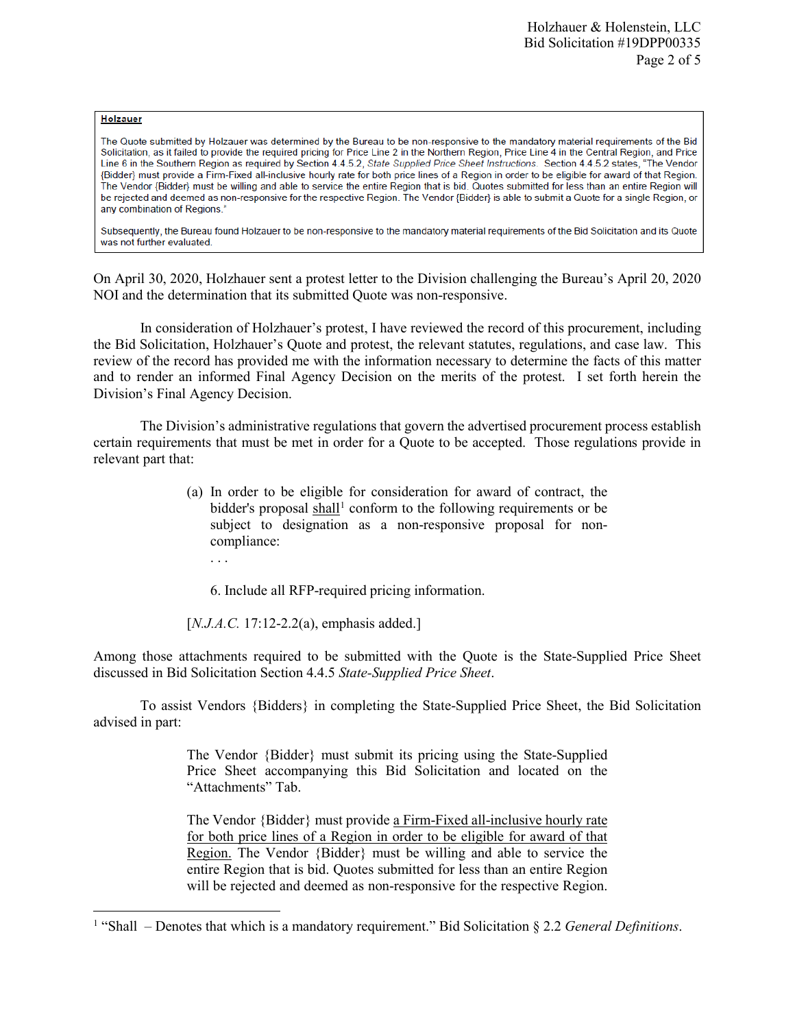> **Holzauer**
>
> The Quote submitted by Holzauer was determined by the Bureau to be non-responsive to the mandatory material requirements of the Bid Solicitation, as it failed to provide the required pricing for Price Line 2 in the Northern Region, Price Line 4 in the Central Region, and Price Line 6 in the Southern Region as required by Section 4.4.5.2, *State Supplied Price Sheet Instructions*. Section 4.4.5.2 states, "The Vendor {Bidder} must provide a Firm-Fixed all-inclusive hourly rate for both price lines of a Region in order to be eligible for award of that Region. The Vendor {Bidder} must be willing and able to service the entire Region that is bid. Quotes submitted for less than an entire Region will be rejected and deemed as non-responsive for the respective Region. The Vendor {Bidder} is able to submit a Quote for a single Region, or any combination of Regions."
>
> Subsequently, the Bureau found Holzauer to be non-responsive to the mandatory material requirements of the Bid Solicitation and its Quote was not further evaluated.

On April 30, 2020, Holzhauer sent a protest letter to the Division challenging the Bureau's April 20, 2020 NOI and the determination that its submitted Quote was non-responsive.

In consideration of Holzhauer's protest, I have reviewed the record of this procurement, including the Bid Solicitation, Holzhauer's Quote and protest, the relevant statutes, regulations, and case law. This review of the record has provided me with the information necessary to determine the facts of this matter and to render an informed Final Agency Decision on the merits of the protest. I set forth herein the Division's Final Agency Decision.

The Division's administrative regulations that govern the advertised procurement process establish certain requirements that must be met in order for a Quote to be accepted. Those regulations provide in relevant part that:

> (a) In order to be eligible for consideration for award of contract, the bidder's proposal <u>shall</u>[1] conform to the following requirements or be subject to designation as a non-responsive proposal for non-compliance:
>
> . . .
>
> 6. Include all RFP-required pricing information.
>
> [*N.J.A.C.* 17:12-2.2(a), emphasis added.]

Among those attachments required to be submitted with the Quote is the State-Supplied Price Sheet discussed in Bid Solicitation Section 4.4.5 *State-Supplied Price Sheet*.

To assist Vendors {Bidders} in completing the State-Supplied Price Sheet, the Bid Solicitation advised in part:

> The Vendor {Bidder} must submit its pricing using the State-Supplied Price Sheet accompanying this Bid Solicitation and located on the "Attachments" Tab.
>
> The Vendor {Bidder} must provide <u>a Firm-Fixed all-inclusive hourly rate for both price lines of a Region in order to be eligible for award of that Region.</u> The Vendor {Bidder} must be willing and able to service the entire Region that is bid. Quotes submitted for less than an entire Region will be rejected and deemed as non-responsive for the respective Region.

---

[1] "Shall – Denotes that which is a mandatory requirement." Bid Solicitation § 2.2 *General Definitions*.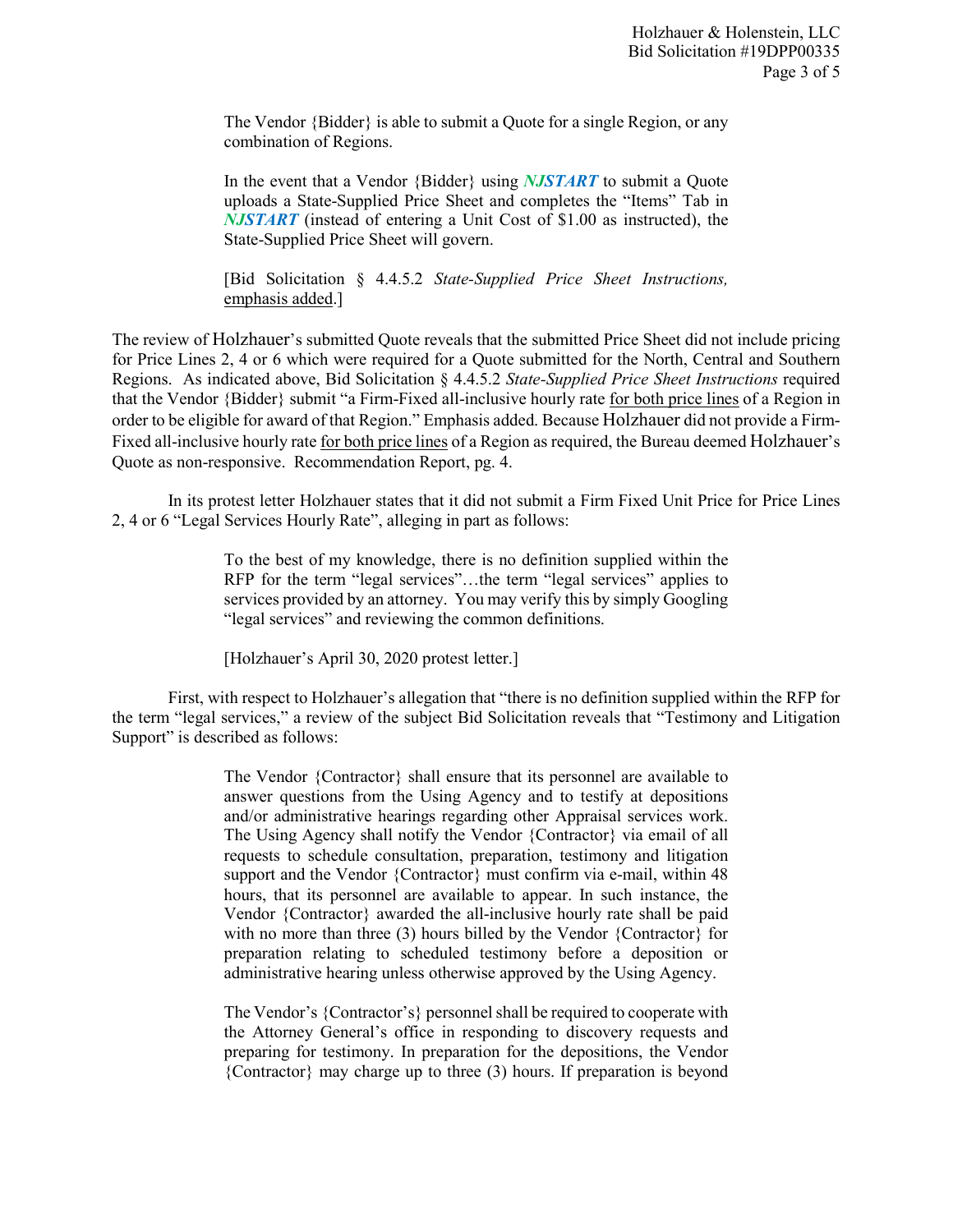> The Vendor {Bidder} is able to submit a Quote for a single Region, or any combination of Regions.
>
> In the event that a Vendor {Bidder} using ***NJSTART*** to submit a Quote uploads a State-Supplied Price Sheet and completes the "Items" Tab in ***NJSTART*** (instead of entering a Unit Cost of $1.00 as instructed), the State-Supplied Price Sheet will govern.
>
> [Bid Solicitation § 4.4.5.2 *State-Supplied Price Sheet Instructions,* emphasis added.]

The review of Holzhauer's submitted Quote reveals that the submitted Price Sheet did not include pricing for Price Lines 2, 4 or 6 which were required for a Quote submitted for the North, Central and Southern Regions. As indicated above, Bid Solicitation § 4.4.5.2 *State-Supplied Price Sheet Instructions* required that the Vendor {Bidder} submit "a Firm-Fixed all-inclusive hourly rate for both price lines of a Region in order to be eligible for award of that Region." Emphasis added. Because Holzhauer did not provide a Firm-Fixed all-inclusive hourly rate for both price lines of a Region as required, the Bureau deemed Holzhauer's Quote as non-responsive. Recommendation Report, pg. 4.

In its protest letter Holzhauer states that it did not submit a Firm Fixed Unit Price for Price Lines 2, 4 or 6 "Legal Services Hourly Rate", alleging in part as follows:

> To the best of my knowledge, there is no definition supplied within the RFP for the term "legal services"…the term "legal services" applies to services provided by an attorney. You may verify this by simply Googling "legal services" and reviewing the common definitions.
>
> [Holzhauer's April 30, 2020 protest letter.]

First, with respect to Holzhauer's allegation that "there is no definition supplied within the RFP for the term "legal services," a review of the subject Bid Solicitation reveals that "Testimony and Litigation Support" is described as follows:

> The Vendor {Contractor} shall ensure that its personnel are available to answer questions from the Using Agency and to testify at depositions and/or administrative hearings regarding other Appraisal services work. The Using Agency shall notify the Vendor {Contractor} via email of all requests to schedule consultation, preparation, testimony and litigation support and the Vendor {Contractor} must confirm via e-mail, within 48 hours, that its personnel are available to appear. In such instance, the Vendor {Contractor} awarded the all-inclusive hourly rate shall be paid with no more than three (3) hours billed by the Vendor {Contractor} for preparation relating to scheduled testimony before a deposition or administrative hearing unless otherwise approved by the Using Agency.
>
> The Vendor's {Contractor's} personnel shall be required to cooperate with the Attorney General's office in responding to discovery requests and preparing for testimony. In preparation for the depositions, the Vendor {Contractor} may charge up to three (3) hours. If preparation is beyond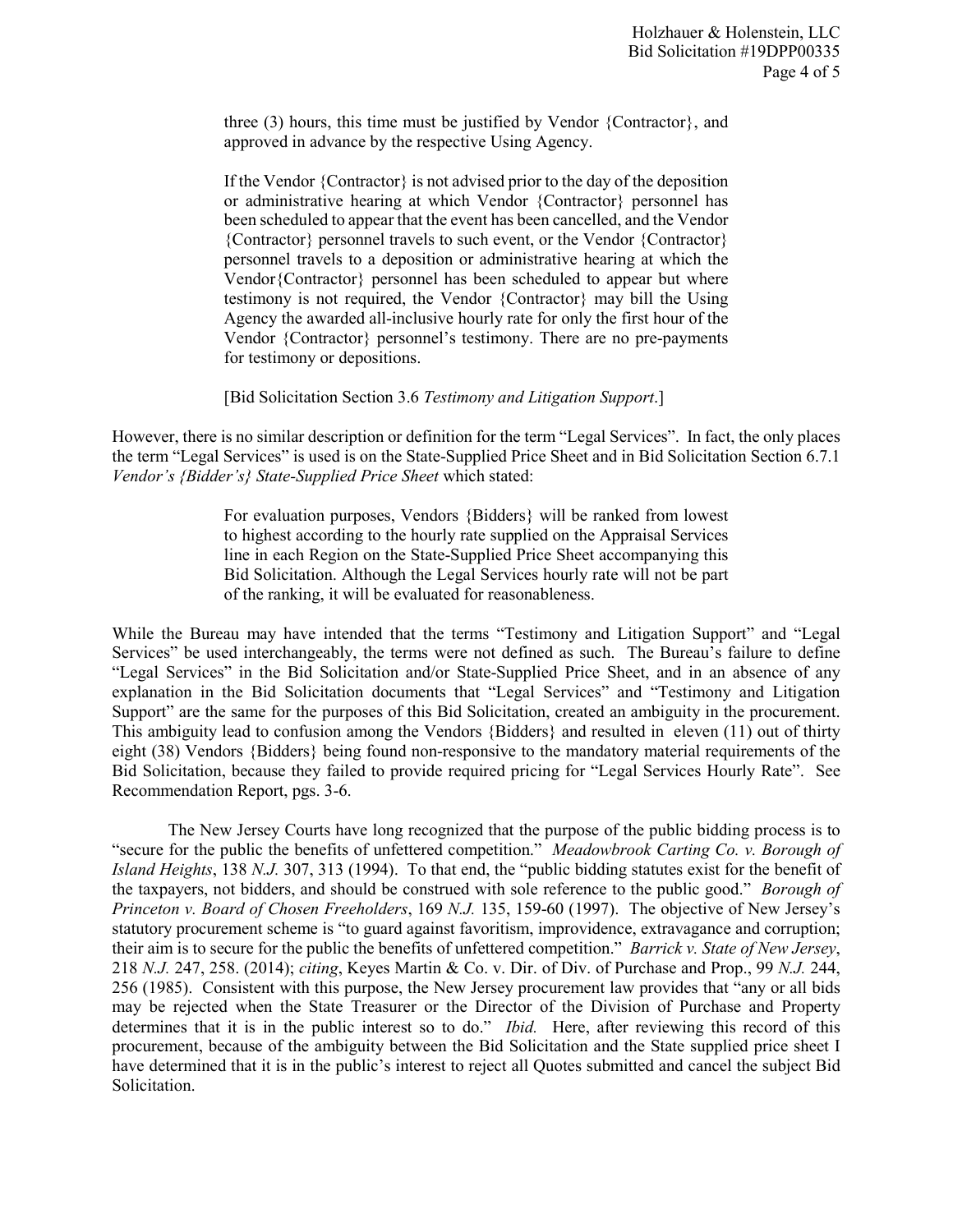> three (3) hours, this time must be justified by Vendor {Contractor}, and approved in advance by the respective Using Agency.
>
> If the Vendor {Contractor} is not advised prior to the day of the deposition or administrative hearing at which Vendor {Contractor} personnel has been scheduled to appear that the event has been cancelled, and the Vendor {Contractor} personnel travels to such event, or the Vendor {Contractor} personnel travels to a deposition or administrative hearing at which the Vendor{Contractor} personnel has been scheduled to appear but where testimony is not required, the Vendor {Contractor} may bill the Using Agency the awarded all-inclusive hourly rate for only the first hour of the Vendor {Contractor} personnel's testimony. There are no pre-payments for testimony or depositions.
>
> [Bid Solicitation Section 3.6 *Testimony and Litigation Support*.]

However, there is no similar description or definition for the term "Legal Services". In fact, the only places the term "Legal Services" is used is on the State-Supplied Price Sheet and in Bid Solicitation Section 6.7.1 *Vendor's {Bidder's} State-Supplied Price Sheet* which stated:

> For evaluation purposes, Vendors {Bidders} will be ranked from lowest to highest according to the hourly rate supplied on the Appraisal Services line in each Region on the State-Supplied Price Sheet accompanying this Bid Solicitation. Although the Legal Services hourly rate will not be part of the ranking, it will be evaluated for reasonableness.

While the Bureau may have intended that the terms "Testimony and Litigation Support" and "Legal Services" be used interchangeably, the terms were not defined as such. The Bureau's failure to define "Legal Services" in the Bid Solicitation and/or State-Supplied Price Sheet, and in an absence of any explanation in the Bid Solicitation documents that "Legal Services" and "Testimony and Litigation Support" are the same for the purposes of this Bid Solicitation, created an ambiguity in the procurement. This ambiguity lead to confusion among the Vendors {Bidders} and resulted in eleven (11) out of thirty eight (38) Vendors {Bidders} being found non-responsive to the mandatory material requirements of the Bid Solicitation, because they failed to provide required pricing for "Legal Services Hourly Rate". See Recommendation Report, pgs. 3-6.

The New Jersey Courts have long recognized that the purpose of the public bidding process is to "secure for the public the benefits of unfettered competition." *Meadowbrook Carting Co. v. Borough of Island Heights*, 138 *N.J.* 307, 313 (1994). To that end, the "public bidding statutes exist for the benefit of the taxpayers, not bidders, and should be construed with sole reference to the public good." *Borough of Princeton v. Board of Chosen Freeholders*, 169 *N.J.* 135, 159-60 (1997). The objective of New Jersey's statutory procurement scheme is "to guard against favoritism, improvidence, extravagance and corruption; their aim is to secure for the public the benefits of unfettered competition." *Barrick v. State of New Jersey*, 218 *N.J.* 247, 258. (2014); *citing*, Keyes Martin & Co. v. Dir. of Div. of Purchase and Prop., 99 *N.J.* 244, 256 (1985). Consistent with this purpose, the New Jersey procurement law provides that "any or all bids may be rejected when the State Treasurer or the Director of the Division of Purchase and Property determines that it is in the public interest so to do." *Ibid.* Here, after reviewing this record of this procurement, because of the ambiguity between the Bid Solicitation and the State supplied price sheet I have determined that it is in the public's interest to reject all Quotes submitted and cancel the subject Bid Solicitation.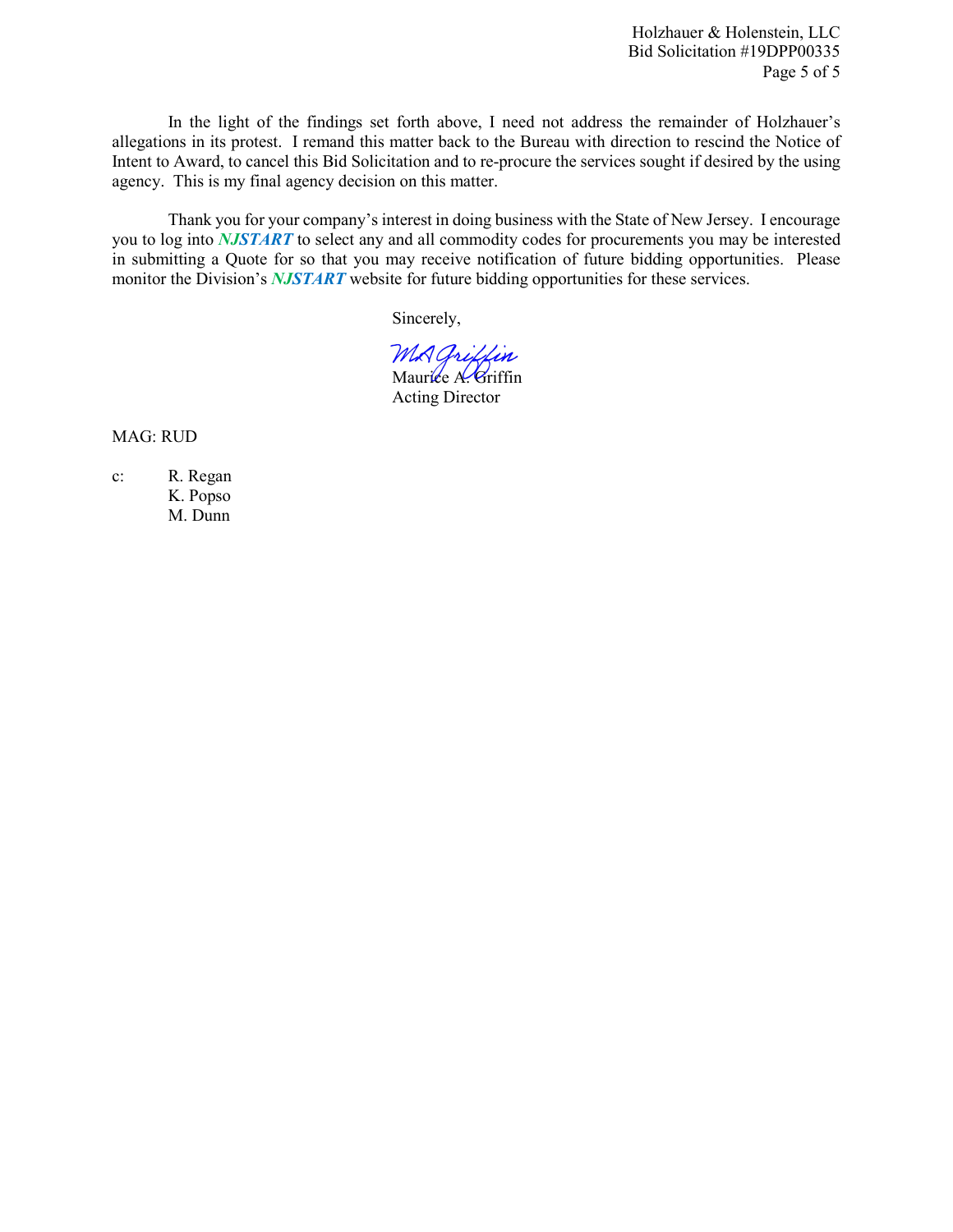In the light of the findings set forth above, I need not address the remainder of Holzhauer's allegations in its protest. I remand this matter back to the Bureau with direction to rescind the Notice of Intent to Award, to cancel this Bid Solicitation and to re-procure the services sought if desired by the using agency. This is my final agency decision on this matter.

Thank you for your company's interest in doing business with the State of New Jersey. I encourage you to log into ***NJSTART*** to select any and all commodity codes for procurements you may be interested in submitting a Quote for so that you may receive notification of future bidding opportunities. Please monitor the Division's ***NJSTART*** website for future bidding opportunities for these services.

Sincerely,

MA Griffin
Maurice A. Griffin
Acting Director

MAG: RUD

c: R. Regan
K. Popso
M. Dunn